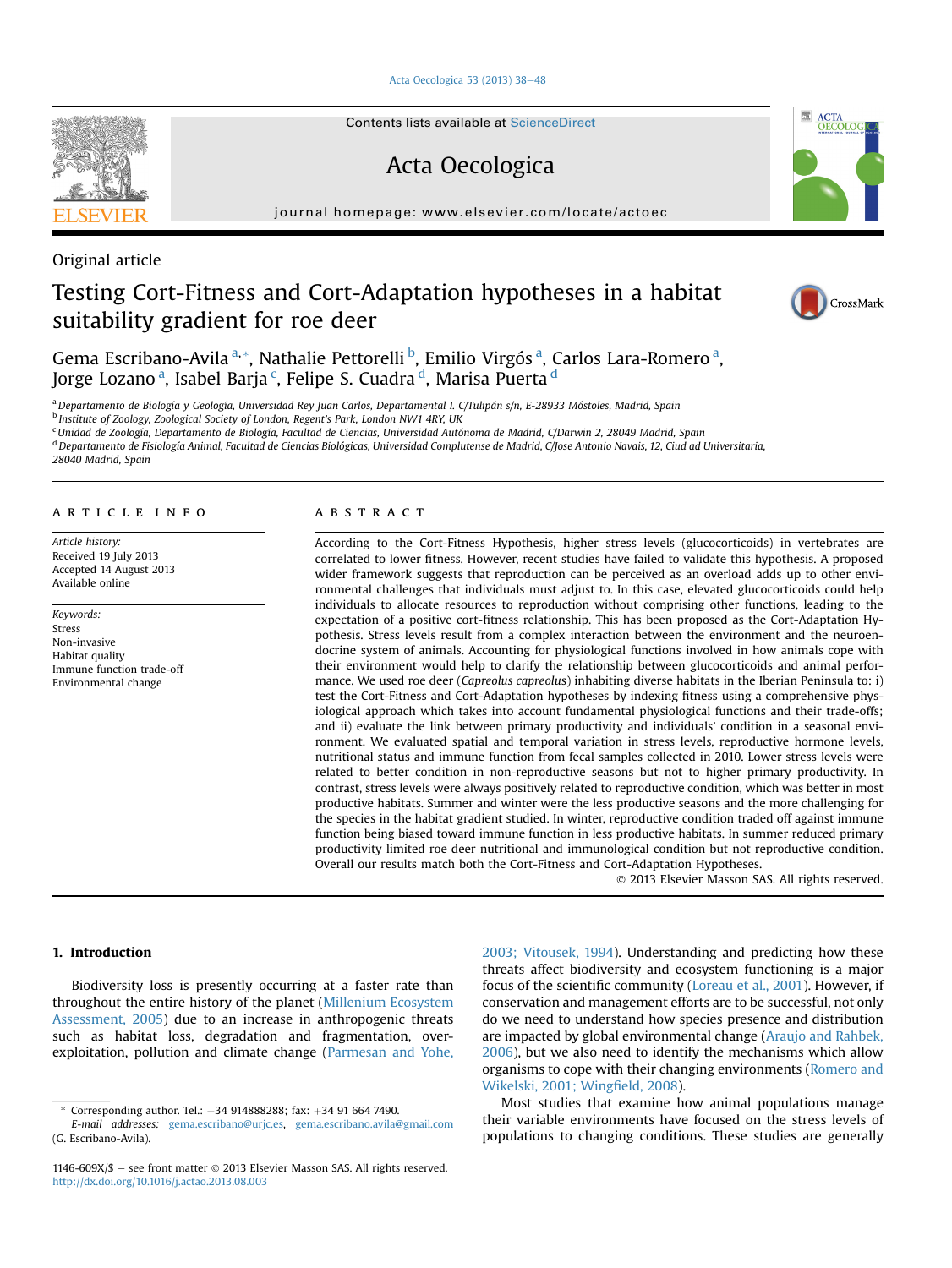Original article

# Testing Cort-Fitness and Cort-Adaptation hypotheses in a habitat suitability gradient for roe deer

Gema Escribano-Avila [a,*], Nathalie Pettorelli [b], Emilio Virgós [a], Carlos Lara-Romero [a], Jorge Lozano [a], Isabel Barja [c], Felipe S. Cuadra [d], Marisa Puerta [d]

[a] Departamento de Biología y Geología, Universidad Rey Juan Carlos, Departamental I. C/Tulipán s/n, E-28933 Móstoles, Madrid, Spain
[b] Institute of Zoology, Zoological Society of London, Regent's Park, London NW1 4RY, UK
[c] Unidad de Zoología, Departamento de Biología, Facultad de Ciencias, Universidad Autónoma de Madrid, C/Darwin 2, 28049 Madrid, Spain
[d] Departamento de Fisiología Animal, Facultad de Ciencias Biológicas, Universidad Complutense de Madrid, C/Jose Antonio Navais, 12, Ciud ad Universitaria, 28040 Madrid, Spain

## ARTICLE INFO

*Article history:*
Received 19 July 2013
Accepted 14 August 2013
Available online

*Keywords:*
Stress
Non-invasive
Habitat quality
Immune function trade-off
Environmental change

## ABSTRACT

According to the Cort-Fitness Hypothesis, higher stress levels (glucocorticoids) in vertebrates are correlated to lower fitness. However, recent studies have failed to validate this hypothesis. A proposed wider framework suggests that reproduction can be perceived as an overload adds up to other environmental challenges that individuals must adjust to. In this case, elevated glucocorticoids could help individuals to allocate resources to reproduction without comprising other functions, leading to the expectation of a positive cort-fitness relationship. This has been proposed as the Cort-Adaptation Hypothesis. Stress levels result from a complex interaction between the environment and the neuroendocrine system of animals. Accounting for physiological functions involved in how animals cope with their environment would help to clarify the relationship between glucocorticoids and animal performance. We used roe deer (*Capreolus capreolus*) inhabiting diverse habitats in the Iberian Peninsula to: i) test the Cort-Fitness and Cort-Adaptation hypotheses by indexing fitness using a comprehensive physiological approach which takes into account fundamental physiological functions and their trade-offs; and ii) evaluate the link between primary productivity and individuals' condition in a seasonal environment. We evaluated spatial and temporal variation in stress levels, reproductive hormone levels, nutritional status and immune function from fecal samples collected in 2010. Lower stress levels were related to better condition in non-reproductive seasons but not to higher primary productivity. In contrast, stress levels were always positively related to reproductive condition, which was better in most productive habitats. Summer and winter were the less productive seasons and the more challenging for the species in the habitat gradient studied. In winter, reproductive condition traded off against immune function being biased toward immune function in less productive habitats. In summer reduced primary productivity limited roe deer nutritional and immunological condition but not reproductive condition. Overall our results match both the Cort-Fitness and Cort-Adaptation Hypotheses.

© 2013 Elsevier Masson SAS. All rights reserved.

## 1. Introduction

Biodiversity loss is presently occurring at a faster rate than throughout the entire history of the planet (Millenium Ecosystem Assessment, 2005) due to an increase in anthropogenic threats such as habitat loss, degradation and fragmentation, overexploitation, pollution and climate change (Parmesan and Yohe, 2003; Vitousek, 1994). Understanding and predicting how these threats affect biodiversity and ecosystem functioning is a major focus of the scientific community (Loreau et al., 2001). However, if conservation and management efforts are to be successful, not only do we need to understand how species presence and distribution are impacted by global environmental change (Araujo and Rahbek, 2006), but we also need to identify the mechanisms which allow organisms to cope with their changing environments (Romero and Wikelski, 2001; Wingfield, 2008).

Most studies that examine how animal populations manage their variable environments have focused on the stress levels of populations to changing conditions. These studies are generally

\* Corresponding author. Tel.: +34 914888288; fax: +34 91 664 7490.
*E-mail addresses:* gema.escribano@urjc.es, gema.escribano.avila@gmail.com (G. Escribano-Avila).

1146-609X/$ – see front matter © 2013 Elsevier Masson SAS. All rights reserved.
http://dx.doi.org/10.1016/j.actao.2013.08.003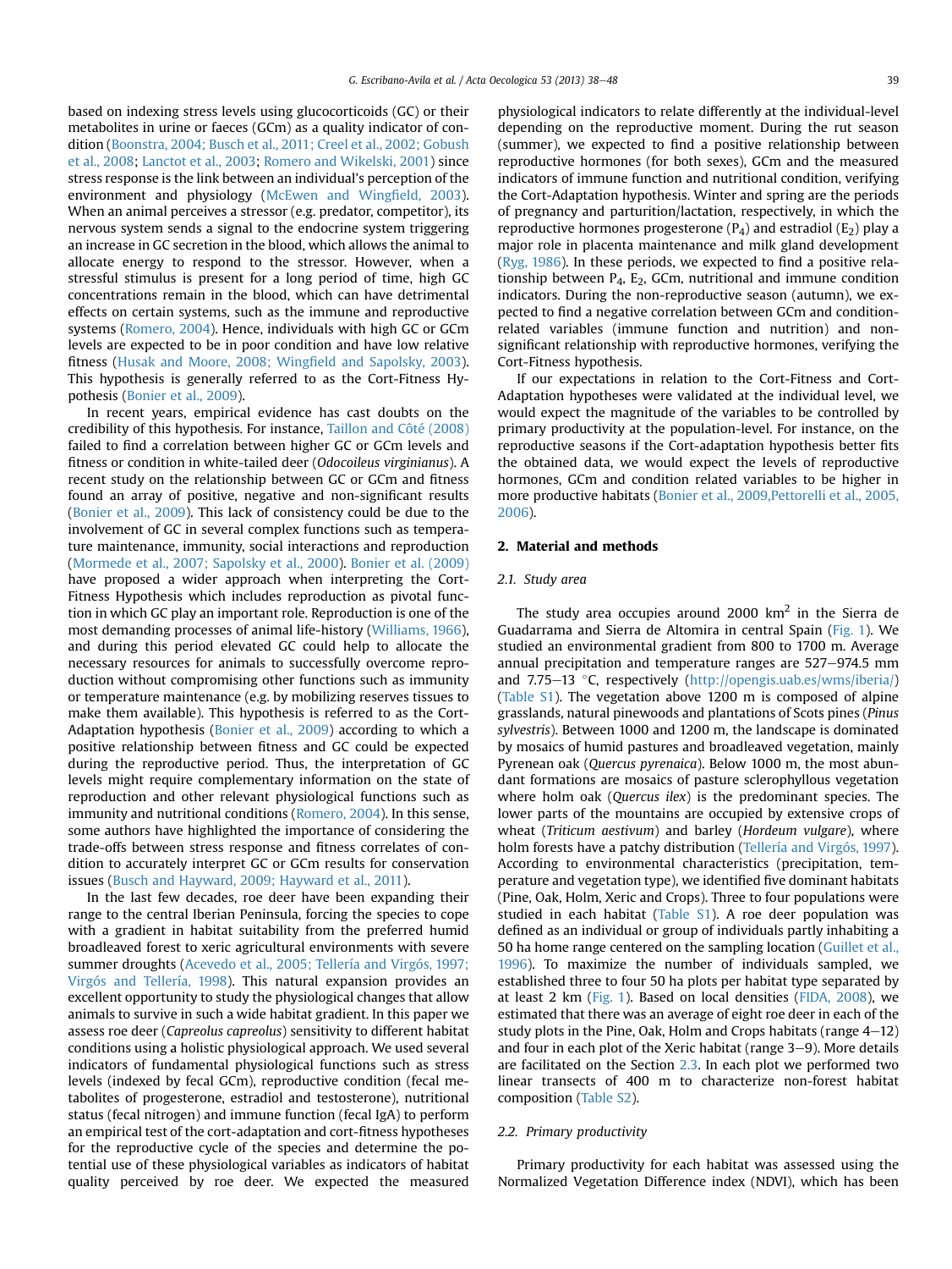based on indexing stress levels using glucocorticoids (GC) or their metabolites in urine or faeces (GCm) as a quality indicator of condition (Boonstra, 2004; Busch et al., 2011; Creel et al., 2002; Gobush et al., 2008; Lanctot et al., 2003; Romero and Wikelski, 2001) since stress response is the link between an individual's perception of the environment and physiology (McEwen and Wingfield, 2003). When an animal perceives a stressor (e.g. predator, competitor), its nervous system sends a signal to the endocrine system triggering an increase in GC secretion in the blood, which allows the animal to allocate energy to respond to the stressor. However, when a stressful stimulus is present for a long period of time, high GC concentrations remain in the blood, which can have detrimental effects on certain systems, such as the immune and reproductive systems (Romero, 2004). Hence, individuals with high GC or GCm levels are expected to be in poor condition and have low relative fitness (Husak and Moore, 2008; Wingfield and Sapolsky, 2003). This hypothesis is generally referred to as the Cort-Fitness Hypothesis (Bonier et al., 2009).

In recent years, empirical evidence has cast doubts on the credibility of this hypothesis. For instance, Taillon and Côté (2008) failed to find a correlation between higher GC or GCm levels and fitness or condition in white-tailed deer (*Odocoileus virginianus*). A recent study on the relationship between GC or GCm and fitness found an array of positive, negative and non-significant results (Bonier et al., 2009). This lack of consistency could be due to the involvement of GC in several complex functions such as temperature maintenance, immunity, social interactions and reproduction (Mormede et al., 2007; Sapolsky et al., 2000). Bonier et al. (2009) have proposed a wider approach when interpreting the Cort-Fitness Hypothesis which includes reproduction as pivotal function in which GC play an important role. Reproduction is one of the most demanding processes of animal life-history (Williams, 1966), and during this period elevated GC could help to allocate the necessary resources for animals to successfully overcome reproduction without compromising other functions such as immunity or temperature maintenance (e.g. by mobilizing reserves tissues to make them available). This hypothesis is referred to as the Cort-Adaptation hypothesis (Bonier et al., 2009) according to which a positive relationship between fitness and GC could be expected during the reproductive period. Thus, the interpretation of GC levels might require complementary information on the state of reproduction and other relevant physiological functions such as immunity and nutritional conditions (Romero, 2004). In this sense, some authors have highlighted the importance of considering the trade-offs between stress response and fitness correlates of condition to accurately interpret GC or GCm results for conservation issues (Busch and Hayward, 2009; Hayward et al., 2011).

In the last few decades, roe deer have been expanding their range to the central Iberian Peninsula, forcing the species to cope with a gradient in habitat suitability from the preferred humid broadleaved forest to xeric agricultural environments with severe summer droughts (Acevedo et al., 2005; Tellería and Virgós, 1997; Virgós and Tellería, 1998). This natural expansion provides an excellent opportunity to study the physiological changes that allow animals to survive in such a wide habitat gradient. In this paper we assess roe deer (*Capreolus capreolus*) sensitivity to different habitat conditions using a holistic physiological approach. We used several indicators of fundamental physiological functions such as stress levels (indexed by fecal GCm), reproductive condition (fecal metabolites of progesterone, estradiol and testosterone), nutritional status (fecal nitrogen) and immune function (fecal IgA) to perform an empirical test of the cort-adaptation and cort-fitness hypotheses for the reproductive cycle of the species and determine the potential use of these physiological variables as indicators of habitat quality perceived by roe deer. We expected the measured physiological indicators to relate differently at the individual-level depending on the reproductive moment. During the rut season (summer), we expected to find a positive relationship between reproductive hormones (for both sexes), GCm and the measured indicators of immune function and nutritional condition, verifying the Cort-Adaptation hypothesis. Winter and spring are the periods of pregnancy and parturition/lactation, respectively, in which the reproductive hormones progesterone ($P_4$) and estradiol ($E_2$) play a major role in placenta maintenance and milk gland development (Ryg, 1986). In these periods, we expected to find a positive relationship between $P_4$, $E_2$, GCm, nutritional and immune condition indicators. During the non-reproductive season (autumn), we expected to find a negative correlation between GCm and condition-related variables (immune function and nutrition) and non-significant relationship with reproductive hormones, verifying the Cort-Fitness hypothesis.

If our expectations in relation to the Cort-Fitness and Cort-Adaptation hypotheses were validated at the individual level, we would expect the magnitude of the variables to be controlled by primary productivity at the population-level. For instance, on the reproductive seasons if the Cort-adaptation hypothesis better fits the obtained data, we would expect the levels of reproductive hormones, GCm and condition related variables to be higher in more productive habitats (Bonier et al., 2009,Pettorelli et al., 2005, 2006).

## 2. Material and methods

### 2.1. Study area

The study area occupies around 2000 km$^2$ in the Sierra de Guadarrama and Sierra de Altomira in central Spain (Fig. 1). We studied an environmental gradient from 800 to 1700 m. Average annual precipitation and temperature ranges are 527–974.5 mm and 7.75–13 °C, respectively (http://opengis.uab.es/wms/iberia/) (Table S1). The vegetation above 1200 m is composed of alpine grasslands, natural pinewoods and plantations of Scots pines (*Pinus sylvestris*). Between 1000 and 1200 m, the landscape is dominated by mosaics of humid pastures and broadleaved vegetation, mainly Pyrenean oak (*Quercus pyrenaica*). Below 1000 m, the most abundant formations are mosaics of pasture sclerophyllous vegetation where holm oak (*Quercus ilex*) is the predominant species. The lower parts of the mountains are occupied by extensive crops of wheat (*Triticum aestivum*) and barley (*Hordeum vulgare*), where holm forests have a patchy distribution (Tellería and Virgós, 1997). According to environmental characteristics (precipitation, temperature and vegetation type), we identified five dominant habitats (Pine, Oak, Holm, Xeric and Crops). Three to four populations were studied in each habitat (Table S1). A roe deer population was defined as an individual or group of individuals partly inhabiting a 50 ha home range centered on the sampling location (Guillet et al., 1996). To maximize the number of individuals sampled, we established three to four 50 ha plots per habitat type separated by at least 2 km (Fig. 1). Based on local densities (FIDA, 2008), we estimated that there was an average of eight roe deer in each of the study plots in the Pine, Oak, Holm and Crops habitats (range 4–12) and four in each plot of the Xeric habitat (range 3–9). More details are facilitated on the Section 2.3. In each plot we performed two linear transects of 400 m to characterize non-forest habitat composition (Table S2).

### 2.2. Primary productivity

Primary productivity for each habitat was assessed using the Normalized Vegetation Difference index (NDVI), which has been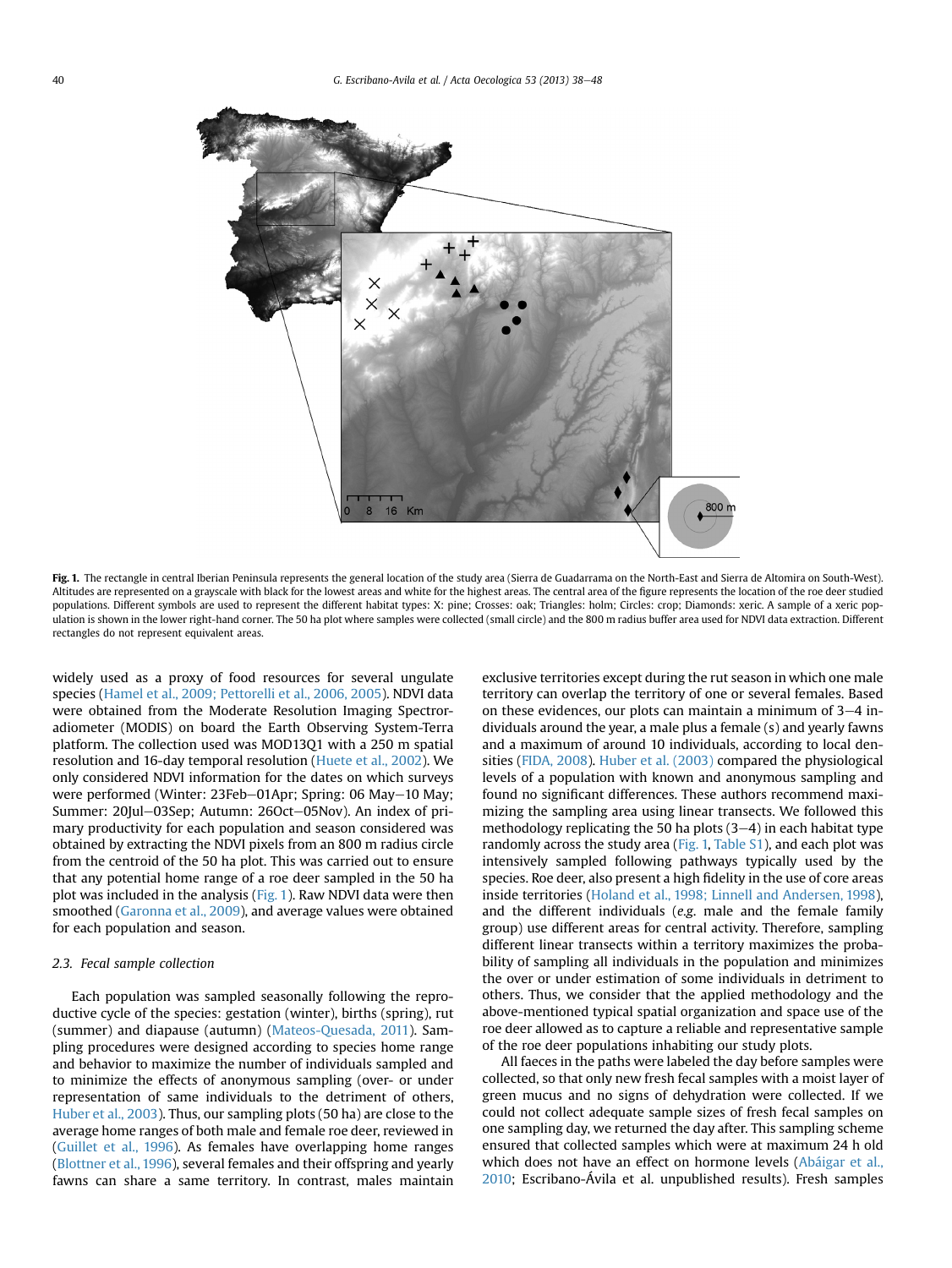Fig. 1. The rectangle in central Iberian Peninsula represents the general location of the study area (Sierra de Guadarrama on the North-East and Sierra de Altomira on South-West). Altitudes are represented on a grayscale with black for the lowest areas and white for the highest areas. The central area of the figure represents the location of the roe deer studied populations. Different symbols are used to represent the different habitat types: X: pine; Crosses: oak; Triangles: holm; Circles: crop; Diamonds: xeric. A sample of a xeric population is shown in the lower right-hand corner. The 50 ha plot where samples were collected (small circle) and the 800 m radius buffer area used for NDVI data extraction. Different rectangles do not represent equivalent areas.

widely used as a proxy of food resources for several ungulate species (Hamel et al., 2009; Pettorelli et al., 2006, 2005). NDVI data were obtained from the Moderate Resolution Imaging Spectroradiometer (MODIS) on board the Earth Observing System-Terra platform. The collection used was MOD13Q1 with a 250 m spatial resolution and 16-day temporal resolution (Huete et al., 2002). We only considered NDVI information for the dates on which surveys were performed (Winter: 23Feb–01Apr; Spring: 06 May–10 May; Summer: 20Jul–03Sep; Autumn: 26Oct–05Nov). An index of primary productivity for each population and season considered was obtained by extracting the NDVI pixels from an 800 m radius circle from the centroid of the 50 ha plot. This was carried out to ensure that any potential home range of a roe deer sampled in the 50 ha plot was included in the analysis (Fig. 1). Raw NDVI data were then smoothed (Garonna et al., 2009), and average values were obtained for each population and season.

### 2.3. Fecal sample collection

Each population was sampled seasonally following the reproductive cycle of the species: gestation (winter), births (spring), rut (summer) and diapause (autumn) (Mateos-Quesada, 2011). Sampling procedures were designed according to species home range and behavior to maximize the number of individuals sampled and to minimize the effects of anonymous sampling (over- or under representation of same individuals to the detriment of others, Huber et al., 2003). Thus, our sampling plots (50 ha) are close to the average home ranges of both male and female roe deer, reviewed in (Guillet et al., 1996). As females have overlapping home ranges (Blottner et al., 1996), several females and their offspring and yearly fawns can share a same territory. In contrast, males maintain exclusive territories except during the rut season in which one male territory can overlap the territory of one or several females. Based on these evidences, our plots can maintain a minimum of 3–4 individuals around the year, a male plus a female (s) and yearly fawns and a maximum of around 10 individuals, according to local densities (FIDA, 2008). Huber et al. (2003) compared the physiological levels of a population with known and anonymous sampling and found no significant differences. These authors recommend maximizing the sampling area using linear transects. We followed this methodology replicating the 50 ha plots (3–4) in each habitat type randomly across the study area (Fig. 1, Table S1), and each plot was intensively sampled following pathways typically used by the species. Roe deer, also present a high fidelity in the use of core areas inside territories (Holand et al., 1998; Linnell and Andersen, 1998), and the different individuals (*e.g.* male and the female family group) use different areas for central activity. Therefore, sampling different linear transects within a territory maximizes the probability of sampling all individuals in the population and minimizes the over or under estimation of some individuals in detriment to others. Thus, we consider that the applied methodology and the above-mentioned typical spatial organization and space use of the roe deer allowed as to capture a reliable and representative sample of the roe deer populations inhabiting our study plots.

All faeces in the paths were labeled the day before samples were collected, so that only new fresh fecal samples with a moist layer of green mucus and no signs of dehydration were collected. If we could not collect adequate sample sizes of fresh fecal samples on one sampling day, we returned the day after. This sampling scheme ensured that collected samples which were at maximum 24 h old which does not have an effect on hormone levels (Abáigar et al., 2010; Escribano-Ávila et al. unpublished results). Fresh samples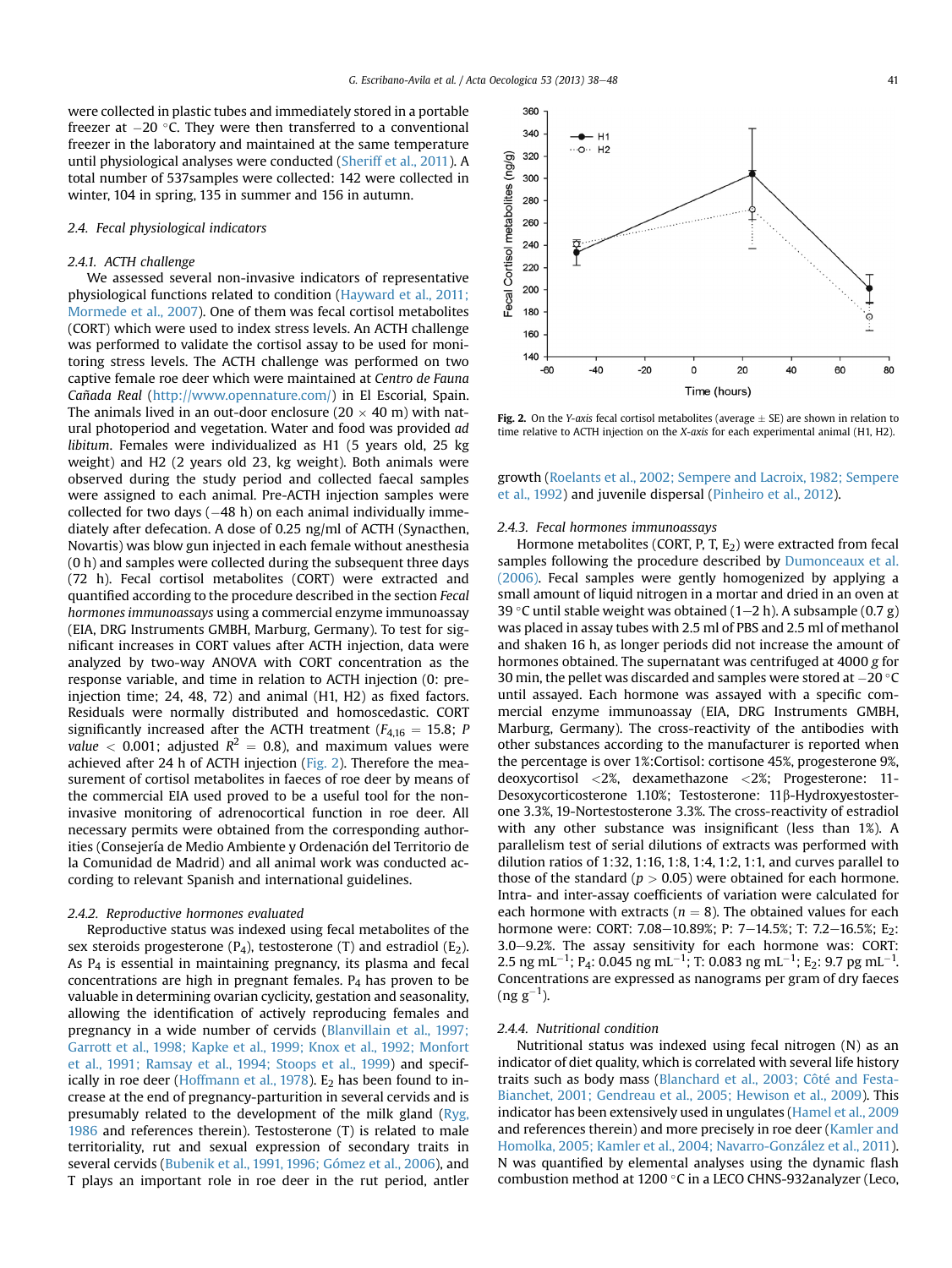were collected in plastic tubes and immediately stored in a portable freezer at −20 °C. They were then transferred to a conventional freezer in the laboratory and maintained at the same temperature until physiological analyses were conducted (Sheriff et al., 2011). A total number of 537samples were collected: 142 were collected in winter, 104 in spring, 135 in summer and 156 in autumn.

### 2.4. Fecal physiological indicators

#### 2.4.1. ACTH challenge

We assessed several non-invasive indicators of representative physiological functions related to condition (Hayward et al., 2011; Mormede et al., 2007). One of them was fecal cortisol metabolites (CORT) which were used to index stress levels. An ACTH challenge was performed to validate the cortisol assay to be used for monitoring stress levels. The ACTH challenge was performed on two captive female roe deer which were maintained at *Centro de Fauna Cañada Real* (http://www.opennature.com/) in El Escorial, Spain. The animals lived in an out-door enclosure (20 × 40 m) with natural photoperiod and vegetation. Water and food was provided *ad libitum*. Females were individualized as H1 (5 years old, 25 kg weight) and H2 (2 years old 23, kg weight). Both animals were observed during the study period and collected faecal samples were assigned to each animal. Pre-ACTH injection samples were collected for two days (−48 h) on each animal individually immediately after defecation. A dose of 0.25 ng/ml of ACTH (Synacthen, Novartis) was blow gun injected in each female without anesthesia (0 h) and samples were collected during the subsequent three days (72 h). Fecal cortisol metabolites (CORT) were extracted and quantified according to the procedure described in the section *Fecal hormones immunoassays* using a commercial enzyme immunoassay (EIA, DRG Instruments GMBH, Marburg, Germany). To test for significant increases in CORT values after ACTH injection, data were analyzed by two-way ANOVA with CORT concentration as the response variable, and time in relation to ACTH injection (0: pre-injection time; 24, 48, 72) and animal (H1, H2) as fixed factors. Residuals were normally distributed and homoscedastic. CORT significantly increased after the ACTH treatment ($F_{4,16} = 15.8$; $P$ *value* $< 0.001$; adjusted $R^2 = 0.8$), and maximum values were achieved after 24 h of ACTH injection (Fig. 2). Therefore the measurement of cortisol metabolites in faeces of roe deer by means of the commercial EIA used proved to be a useful tool for the non-invasive monitoring of adrenocortical function in roe deer. All necessary permits were obtained from the corresponding authorities (Consejería de Medio Ambiente y Ordenación del Territorio de la Comunidad de Madrid) and all animal work was conducted according to relevant Spanish and international guidelines.

**Fig. 2.** On the *Y-axis* fecal cortisol metabolites (average ± SE) are shown in relation to time relative to ACTH injection on the *X-axis* for each experimental animal (H1, H2).

#### 2.4.2. Reproductive hormones evaluated

Reproductive status was indexed using fecal metabolites of the sex steroids progesterone ($P_4$), testosterone (T) and estradiol ($E_2$). As $P_4$ is essential in maintaining pregnancy, its plasma and fecal concentrations are high in pregnant females. $P_4$ has proven to be valuable in determining ovarian cyclicity, gestation and seasonality, allowing the identification of actively reproducing females and pregnancy in a wide number of cervids (Blanvillain et al., 1997; Garrott et al., 1998; Kapke et al., 1999; Knox et al., 1992; Monfort et al., 1991; Ramsay et al., 1994; Stoops et al., 1999) and specifically in roe deer (Hoffmann et al., 1978). $E_2$ has been found to increase at the end of pregnancy-parturition in several cervids and is presumably related to the development of the milk gland (Ryg, 1986 and references therein). Testosterone (T) is related to male territoriality, rut and sexual expression of secondary traits in several cervids (Bubenik et al., 1991, 1996; Gómez et al., 2006), and T plays an important role in roe deer in the rut period, antler growth (Roelants et al., 2002; Sempere and Lacroix, 1982; Sempere et al., 1992) and juvenile dispersal (Pinheiro et al., 2012).

#### 2.4.3. Fecal hormones immunoassays

Hormone metabolites (CORT, P, T, $E_2$) were extracted from fecal samples following the procedure described by Dumonceaux et al. (2006). Fecal samples were gently homogenized by applying a small amount of liquid nitrogen in a mortar and dried in an oven at 39 °C until stable weight was obtained (1–2 h). A subsample (0.7 g) was placed in assay tubes with 2.5 ml of PBS and 2.5 ml of methanol and shaken 16 h, as longer periods did not increase the amount of hormones obtained. The supernatant was centrifuged at 4000 *g* for 30 min, the pellet was discarded and samples were stored at −20 °C until assayed. Each hormone was assayed with a specific commercial enzyme immunoassay (EIA, DRG Instruments GMBH, Marburg, Germany). The cross-reactivity of the antibodies with other substances according to the manufacturer is reported when the percentage is over 1%:Cortisol: cortisone 45%, progesterone 9%, deoxycortisol <2%, dexamethazone <2%; Progesterone: 11-Desoxycorticosterone 1.10%; Testosterone: 11β-Hydroxyestosterone 3.3%, 19-Nortestosterone 3.3%. The cross-reactivity of estradiol with any other substance was insignificant (less than 1%). A parallelism test of serial dilutions of extracts was performed with dilution ratios of 1:32, 1:16, 1:8, 1:4, 1:2, 1:1, and curves parallel to those of the standard ($p > 0.05$) were obtained for each hormone. Intra- and inter-assay coefficients of variation were calculated for each hormone with extracts ($n = 8$). The obtained values for each hormone were: CORT: 7.08–10.89%; P: 7–14.5%; T: 7.2–16.5%; $E_2$: 3.0–9.2%. The assay sensitivity for each hormone was: CORT: 2.5 ng $mL^{-1}$; $P_4$: 0.045 ng $mL^{-1}$; T: 0.083 ng $mL^{-1}$; $E_2$: 9.7 pg $mL^{-1}$. Concentrations are expressed as nanograms per gram of dry faeces (ng $g^{-1}$).

#### 2.4.4. Nutritional condition

Nutritional status was indexed using fecal nitrogen (N) as an indicator of diet quality, which is correlated with several life history traits such as body mass (Blanchard et al., 2003; Côté and Festa-Bianchet, 2001; Gendreau et al., 2005; Hewison et al., 2009). This indicator has been extensively used in ungulates (Hamel et al., 2009 and references therein) and more precisely in roe deer (Kamler and Homolka, 2005; Kamler et al., 2004; Navarro-González et al., 2011). N was quantified by elemental analyses using the dynamic flash combustion method at 1200 °C in a LECO CHNS-932analyzer (Leco,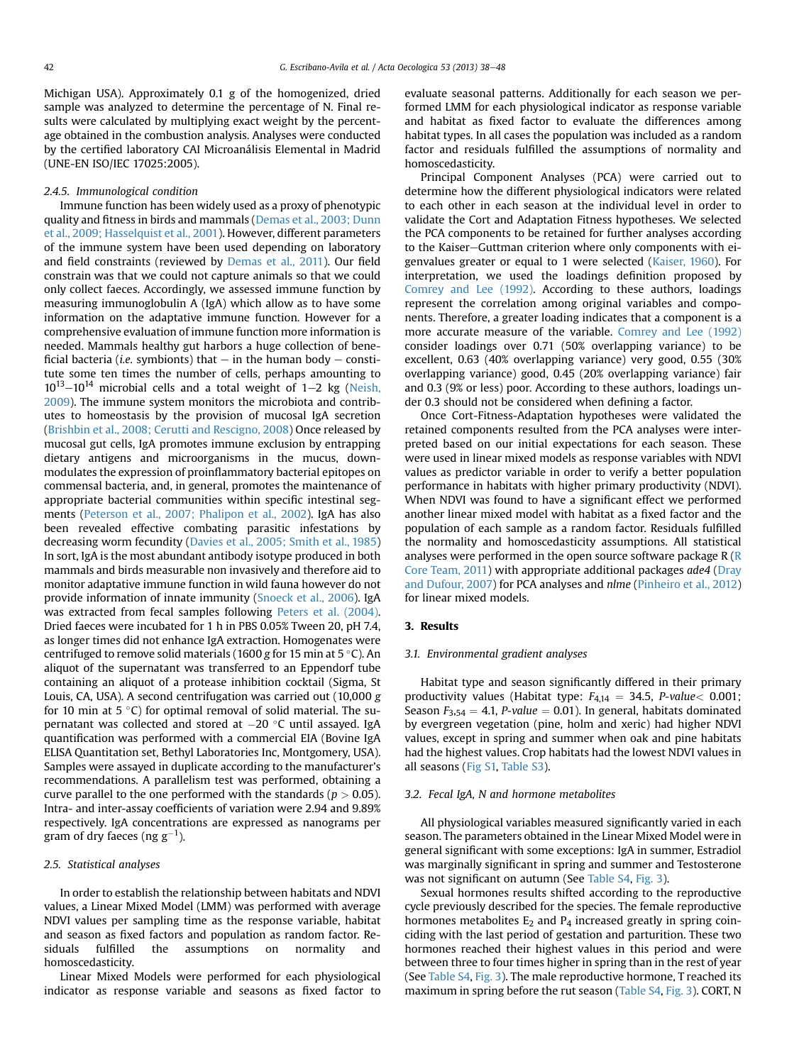Michigan USA). Approximately 0.1 g of the homogenized, dried sample was analyzed to determine the percentage of N. Final results were calculated by multiplying exact weight by the percentage obtained in the combustion analysis. Analyses were conducted by the certified laboratory CAI Microanálisis Elemental in Madrid (UNE-EN ISO/IEC 17025:2005).

#### 2.4.5. Immunological condition

Immune function has been widely used as a proxy of phenotypic quality and fitness in birds and mammals (Demas et al., 2003; Dunn et al., 2009; Hasselquist et al., 2001). However, different parameters of the immune system have been used depending on laboratory and field constraints (reviewed by Demas et al., 2011). Our field constrain was that we could not capture animals so that we could only collect faeces. Accordingly, we assessed immune function by measuring immunoglobulin A (IgA) which allow as to have some information on the adaptive immune function. However for a comprehensive evaluation of immune function more information is needed. Mammals healthy gut harbors a huge collection of beneficial bacteria (*i.e.* symbionts) that – in the human body – constitute some ten times the number of cells, perhaps amounting to $10^{13}$–$10^{14}$ microbial cells and a total weight of 1–2 kg (Neish, 2009). The immune system monitors the microbiota and contributes to homeostasis by the provision of mucosal IgA secretion (Brishbin et al., 2008; Cerutti and Rescigno, 2008) Once released by mucosal gut cells, IgA promotes immune exclusion by entrapping dietary antigens and microorganisms in the mucus, downmodulates the expression of proinflammatory bacterial epitopes on commensal bacteria, and, in general, promotes the maintenance of appropriate bacterial communities within specific intestinal segments (Peterson et al., 2007; Phalipon et al., 2002). IgA has also been revealed effective combating parasitic infestations by decreasing worm fecundity (Davies et al., 2005; Smith et al., 1985) In sort, IgA is the most abundant antibody isotype produced in both mammals and birds measurable non invasively and therefore aid to monitor adaptative immune function in wild fauna however do not provide information of innate immunity (Snoeck et al., 2006). IgA was extracted from fecal samples following Peters et al. (2004). Dried faeces were incubated for 1 h in PBS 0.05% Tween 20, pH 7.4, as longer times did not enhance IgA extraction. Homogenates were centrifuged to remove solid materials (1600 *g* for 15 min at 5 °C). An aliquot of the supernatant was transferred to an Eppendorf tube containing an aliquot of a protease inhibition cocktail (Sigma, St Louis, CA, USA). A second centrifugation was carried out (10,000 *g* for 10 min at 5 °C) for optimal removal of solid material. The supernatant was collected and stored at −20 °C until assayed. IgA quantification was performed with a commercial EIA (Bovine IgA ELISA Quantitation set, Bethyl Laboratories Inc, Montgomery, USA). Samples were assayed in duplicate according to the manufacturer's recommendations. A parallelism test was performed, obtaining a curve parallel to the one performed with the standards ($p > 0.05$). Intra- and inter-assay coefficients of variation were 2.94 and 9.89% respectively. IgA concentrations are expressed as nanograms per gram of dry faeces (ng $g^{-1}$).

### 2.5. Statistical analyses

In order to establish the relationship between habitats and NDVI values, a Linear Mixed Model (LMM) was performed with average NDVI values per sampling time as the response variable, habitat and season as fixed factors and population as random factor. Residuals fulfilled the assumptions on normality and homoscedasticity.

Linear Mixed Models were performed for each physiological indicator as response variable and seasons as fixed factor to evaluate seasonal patterns. Additionally for each season we performed LMM for each physiological indicator as response variable and habitat as fixed factor to evaluate the differences among habitat types. In all cases the population was included as a random factor and residuals fulfilled the assumptions of normality and homoscedasticity.

Principal Component Analyses (PCA) were carried out to determine how the different physiological indicators were related to each other in each season at the individual level in order to validate the Cort and Adaptation Fitness hypotheses. We selected the PCA components to be retained for further analyses according to the Kaiser–Guttman criterion where only components with eigenvalues greater or equal to 1 were selected (Kaiser, 1960). For interpretation, we used the loadings definition proposed by Comrey and Lee (1992). According to these authors, loadings represent the correlation among original variables and components. Therefore, a greater loading indicates that a component is a more accurate measure of the variable. Comrey and Lee (1992) consider loadings over 0.71 (50% overlapping variance) to be excellent, 0.63 (40% overlapping variance) very good, 0.55 (30% overlapping variance) good, 0.45 (20% overlapping variance) fair and 0.3 (9% or less) poor. According to these authors, loadings under 0.3 should not be considered when defining a factor.

Once Cort-Fitness-Adaptation hypotheses were validated the retained components resulted from the PCA analyses were interpreted based on our initial expectations for each season. These were used in linear mixed models as response variables with NDVI values as predictor variable in order to verify a better population performance in habitats with higher primary productivity (NDVI). When NDVI was found to have a significant effect we performed another linear mixed model with habitat as a fixed factor and the population of each sample as a random factor. Residuals fulfilled the normality and homoscedasticity assumptions. All statistical analyses were performed in the open source software package R (R Core Team, 2011) with appropriate additional packages *ade4* (Dray and Dufour, 2007) for PCA analyses and *nlme* (Pinheiro et al., 2012) for linear mixed models.

## 3. Results

### 3.1. Environmental gradient analyses

Habitat type and season significantly differed in their primary productivity values (Habitat type: $F_{4,14} = 34.5$, *P-value* $< 0.001$; Season $F_{3,54} = 4.1$, *P-value* $= 0.01$). In general, habitats dominated by evergreen vegetation (pine, holm and xeric) had higher NDVI values, except in spring and summer when oak and pine habitats had the highest values. Crop habitats had the lowest NDVI values in all seasons (Fig S1, Table S3).

### 3.2. Fecal IgA, N and hormone metabolites

All physiological variables measured significantly varied in each season. The parameters obtained in the Linear Mixed Model were in general significant with some exceptions: IgA in summer, Estradiol was marginally significant in spring and summer and Testosterone was not significant on autumn (See Table S4, Fig. 3).

Sexual hormones results shifted according to the reproductive cycle previously described for the species. The female reproductive hormones metabolites $E_2$ and $P_4$ increased greatly in spring coinciding with the last period of gestation and parturition. These two hormones reached their highest values in this period and were between three to four times higher in spring than in the rest of year (See Table S4, Fig. 3). The male reproductive hormone, T reached its maximum in spring before the rut season (Table S4, Fig. 3). CORT, N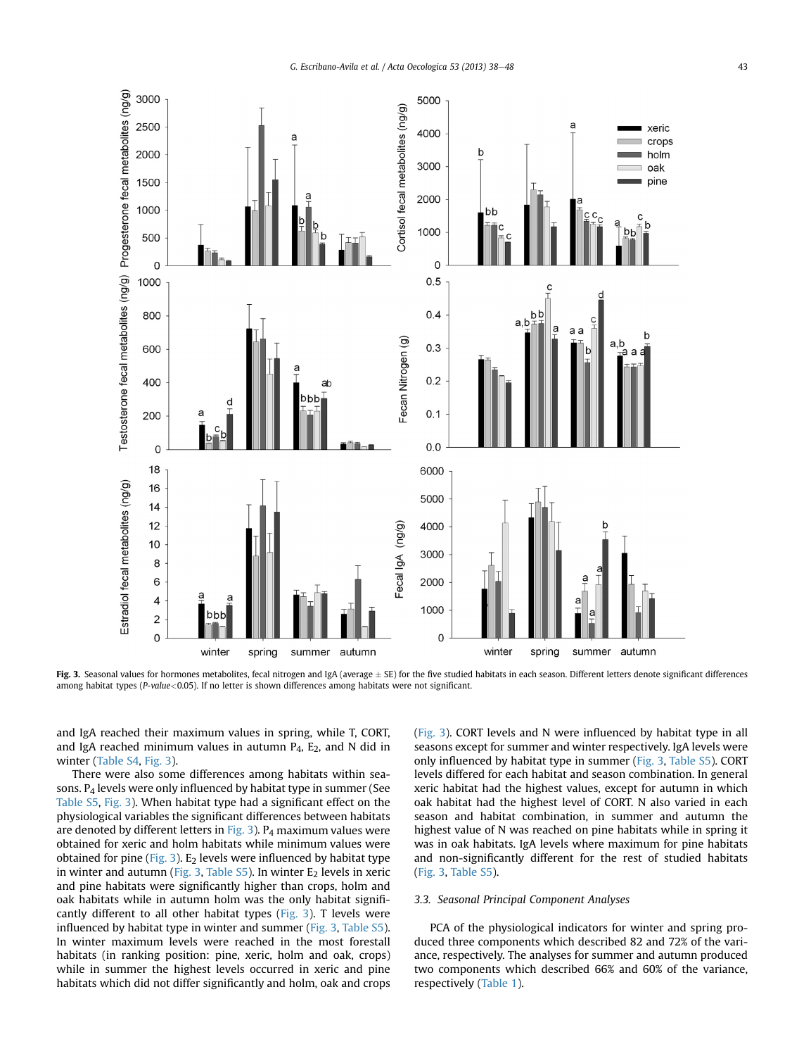Fig. 3. Seasonal values for hormones metabolites, fecal nitrogen and IgA (average ± SE) for the five studied habitats in each season. Different letters denote significant differences among habitat types (*P-value*<0.05). If no letter is shown differences among habitats were not significant.

and IgA reached their maximum values in spring, while T, CORT, and IgA reached minimum values in autumn $P_4$, $E_2$, and N did in winter (Table S4, Fig. 3).

There were also some differences among habitats within seasons. $P_4$ levels were only influenced by habitat type in summer (See Table S5, Fig. 3). When habitat type had a significant effect on the physiological variables the significant differences between habitats are denoted by different letters in Fig. 3). $P_4$ maximum values were obtained for xeric and holm habitats while minimum values were obtained for pine (Fig. 3). $E_2$ levels were influenced by habitat type in winter and autumn (Fig. 3, Table S5). In winter $E_2$ levels in xeric and pine habitats were significantly higher than crops, holm and oak habitats while in autumn holm was the only habitat significantly different to all other habitat types (Fig. 3). T levels were influenced by habitat type in winter and summer (Fig. 3, Table S5). In winter maximum levels were reached in the most forestall habitats (in ranking position: pine, xeric, holm and oak, crops) while in summer the highest levels occurred in xeric and pine habitats which did not differ significantly and holm, oak and crops (Fig. 3). CORT levels and N were influenced by habitat type in all seasons except for summer and winter respectively. IgA levels were only influenced by habitat type in summer (Fig. 3, Table S5). CORT levels differed for each habitat and season combination. In general xeric habitat had the highest values, except for autumn in which oak habitat had the highest level of CORT. N also varied in each season and habitat combination, in summer and autumn the highest value of N was reached on pine habitats while in spring it was in oak habitats. IgA levels where maximum for pine habitats and non-significantly different for the rest of studied habitats (Fig. 3, Table S5).

### 3.3. Seasonal Principal Component Analyses

PCA of the physiological indicators for winter and spring produced three components which described 82 and 72% of the variance, respectively. The analyses for summer and autumn produced two components which described 66% and 60% of the variance, respectively (Table 1).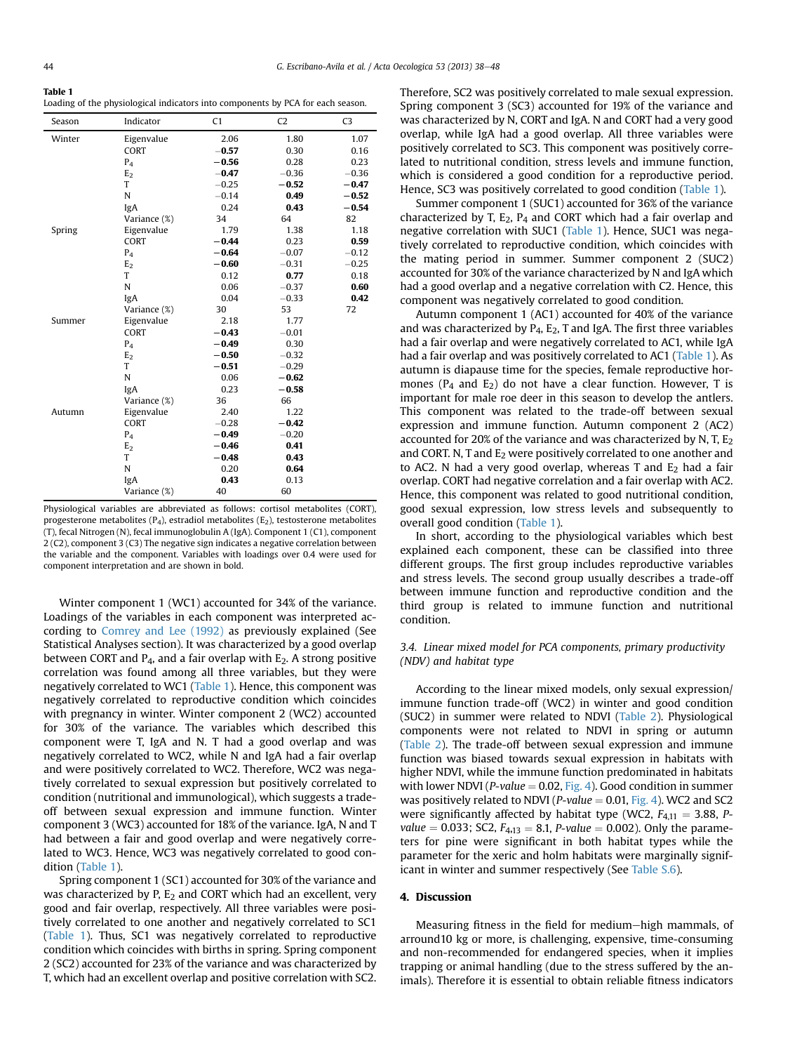**Table 1**
Loading of the physiological indicators into components by PCA for each season.

| Season | Indicator | C1 | C2 | C3 |
|---|---|---|---|---|
| Winter | Eigenvalue | 2.06 | 1.80 | 1.07 |
| | CORT | **−0.57** | 0.30 | 0.16 |
| | $P_4$ | **−0.56** | 0.28 | 0.23 |
| | $E_2$ | **−0.47** | −0.36 | −0.36 |
| | T | −0.25 | **−0.52** | **−0.47** |
| | N | −0.14 | **0.49** | **−0.52** |
| | IgA | 0.24 | **0.43** | **−0.54** |
| | Variance (%) | 34 | 64 | 82 |
| Spring | Eigenvalue | 1.79 | 1.38 | 1.18 |
| | CORT | **−0.44** | 0.23 | **0.59** |
| | $P_4$ | **−0.64** | −0.07 | −0.12 |
| | $E_2$ | **−0.60** | −0.31 | −0.25 |
| | T | 0.12 | **0.77** | 0.18 |
| | N | 0.06 | −0.37 | **0.60** |
| | IgA | 0.04 | −0.33 | **0.42** |
| | Variance (%) | 30 | 53 | 72 |
| Summer | Eigenvalue | 2.18 | 1.77 | |
| | CORT | **−0.43** | −0.01 | |
| | $P_4$ | **−0.49** | 0.30 | |
| | $E_2$ | **−0.50** | −0.32 | |
| | T | **−0.51** | −0.29 | |
| | N | 0.06 | **−0.62** | |
| | IgA | 0.23 | **−0.58** | |
| | Variance (%) | 36 | 66 | |
| Autumn | Eigenvalue | 2.40 | 1.22 | |
| | CORT | −0.28 | **−0.42** | |
| | $P_4$ | **−0.49** | −0.20 | |
| | $E_2$ | **−0.46** | **0.41** | |
| | T | **−0.48** | **0.43** | |
| | N | 0.20 | **0.64** | |
| | IgA | **0.43** | 0.13 | |
| | Variance (%) | 40 | 60 | |

Physiological variables are abbreviated as follows: cortisol metabolites (CORT), progesterone metabolites ($P_4$), estradiol metabolites ($E_2$), testosterone metabolites (T), fecal Nitrogen (N), fecal immunoglobulin A (IgA). Component 1 (C1), component 2 (C2), component 3 (C3) The negative sign indicates a negative correlation between the variable and the component. Variables with loadings over 0.4 were used for component interpretation and are shown in bold.

Winter component 1 (WC1) accounted for 34% of the variance. Loadings of the variables in each component was interpreted according to Comrey and Lee (1992) as previously explained (See Statistical Analyses section). It was characterized by a good overlap between CORT and $P_4$, and a fair overlap with $E_2$. A strong positive correlation was found among all three variables, but they were negatively correlated to WC1 (Table 1). Hence, this component was negatively correlated to reproductive condition which coincides with pregnancy in winter. Winter component 2 (WC2) accounted for 30% of the variance. The variables which described this component were T, IgA and N. T had a good overlap and was negatively correlated to WC2, while N and IgA had a fair overlap and were positively correlated to WC2. Therefore, WC2 was negatively correlated to sexual expression but positively correlated to condition (nutritional and immunological), which suggests a trade-off between sexual expression and immune function. Winter component 3 (WC3) accounted for 18% of the variance. IgA, N and T had between a fair and good overlap and were negatively correlated to WC3. Hence, WC3 was negatively correlated to good condition (Table 1).

Spring component 1 (SC1) accounted for 30% of the variance and was characterized by P, $E_2$ and CORT which had an excellent, very good and fair overlap, respectively. All three variables were positively correlated to one another and negatively correlated to SC1 (Table 1). Thus, SC1 was negatively correlated to reproductive condition which coincides with births in spring. Spring component 2 (SC2) accounted for 23% of the variance and was characterized by T, which had an excellent overlap and positive correlation with SC2. Therefore, SC2 was positively correlated to male sexual expression. Spring component 3 (SC3) accounted for 19% of the variance and was characterized by N, CORT and IgA. N and CORT had a very good overlap, while IgA had a good overlap. All three variables were positively correlated to SC3. This component was positively correlated to nutritional condition, stress levels and immune function, which is considered a good condition for a reproductive period. Hence, SC3 was positively correlated to good condition (Table 1).

Summer component 1 (SUC1) accounted for 36% of the variance characterized by T, $E_2$, $P_4$ and CORT which had a fair overlap and negative correlation with SUC1 (Table 1). Hence, SUC1 was negatively correlated to reproductive condition, which coincides with the mating period in summer. Summer component 2 (SUC2) accounted for 30% of the variance characterized by N and IgA which had a good overlap and a negative correlation with C2. Hence, this component was negatively correlated to good condition.

Autumn component 1 (AC1) accounted for 40% of the variance and was characterized by $P_4$, $E_2$, T and IgA. The first three variables had a fair overlap and were negatively correlated to AC1, while IgA had a fair overlap and was positively correlated to AC1 (Table 1). As autumn is diapause time for the species, female reproductive hormones ($P_4$ and $E_2$) do not have a clear function. However, T is important for male roe deer in this season to develop the antlers. This component was related to the trade-off between sexual expression and immune function. Autumn component 2 (AC2) accounted for 20% of the variance and was characterized by N, T, $E_2$ and CORT. N, T and $E_2$ were positively correlated to one another and to AC2. N had a very good overlap, whereas T and $E_2$ had a fair overlap. CORT had negative correlation and a fair overlap with AC2. Hence, this component was related to good nutritional condition, good sexual expression, low stress levels and subsequently to overall good condition (Table 1).

In short, according to the physiological variables which best explained each component, these can be classified into three different groups. The first group includes reproductive variables and stress levels. The second group usually describes a trade-off between immune function and reproductive condition and the third group is related to immune function and nutritional condition.

### 3.4. Linear mixed model for PCA components, primary productivity (NDV) and habitat type

According to the linear mixed models, only sexual expression/immune function trade-off (WC2) in winter and good condition (SUC2) in summer were related to NDVI (Table 2). Physiological components were not related to NDVI in spring or autumn (Table 2). The trade-off between sexual expression and immune function was biased towards sexual expression in habitats with higher NDVI, while the immune function predominated in habitats with lower NDVI (*P-value* = 0.02, Fig. 4). Good condition in summer was positively related to NDVI (*P-value* = 0.01, Fig. 4). WC2 and SC2 were significantly affected by habitat type (WC2, $F_{4,11}$ = 3.88, *P-value* = 0.033; SC2, $F_{4,13}$ = 8.1, *P-value* = 0.002). Only the parameters for pine were significant in both habitat types while the parameter for the xeric and holm habitats were marginally significant in winter and summer respectively (See Table S.6).

## 4. Discussion

Measuring fitness in the field for medium–high mammals, of arround10 kg or more, is challenging, expensive, time-consuming and non-recommended for endangered species, when it implies trapping or animal handling (due to the stress suffered by the animals). Therefore it is essential to obtain reliable fitness indicators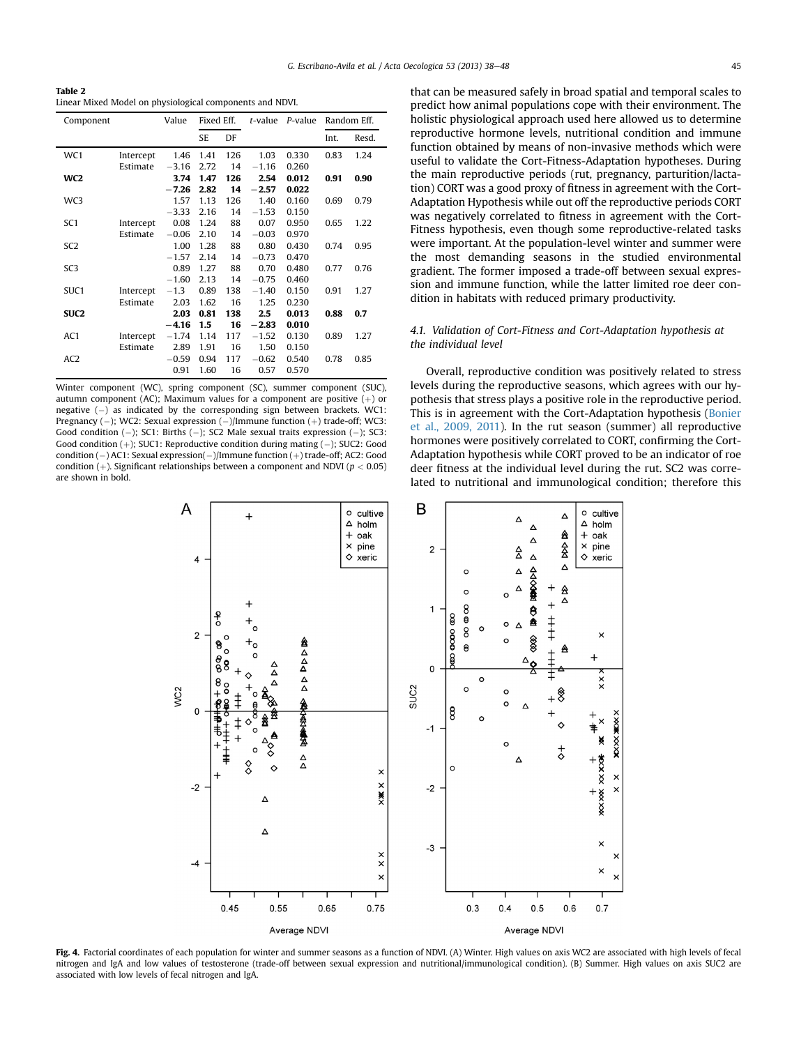**Table 2**
Linear Mixed Model on physiological components and NDVI.

| Component | | Value | Fixed Eff. | | *t*-value | *P*-value | Random Eff. | |
|---|---|---|---|---|---|---|---|---|
| | | | SE | DF | | | Int. | Resd. |
| WC1 | Intercept | 1.46 | 1.41 | 126 | 1.03 | 0.330 | 0.83 | 1.24 |
| | Estimate | −3.16 | 2.72 | 14 | −1.16 | 0.260 | | |
| **WC2** | | **3.74** | **1.47** | **126** | **2.54** | **0.012** | **0.91** | **0.90** |
| | | **−7.26** | **2.82** | **14** | **−2.57** | **0.022** | | |
| WC3 | | 1.57 | 1.13 | 126 | 1.40 | 0.160 | 0.69 | 0.79 |
| | | −3.33 | 2.16 | 14 | −1.53 | 0.150 | | |
| SC1 | Intercept | 0.08 | 1.24 | 88 | 0.07 | 0.950 | 0.65 | 1.22 |
| | Estimate | −0.06 | 2.10 | 14 | −0.03 | 0.970 | | |
| SC2 | | 1.00 | 1.28 | 88 | 0.80 | 0.430 | 0.74 | 0.95 |
| | | −1.57 | 2.14 | 14 | −0.73 | 0.470 | | |
| SC3 | | 0.89 | 1.27 | 88 | 0.70 | 0.480 | 0.77 | 0.76 |
| | | −1.60 | 2.13 | 14 | −0.75 | 0.460 | | |
| SUC1 | Intercept | −1.3 | 0.89 | 138 | −1.40 | 0.150 | 0.91 | 1.27 |
| | Estimate | 2.03 | 1.62 | 16 | 1.25 | 0.230 | | |
| **SUC2** | | **2.03** | **0.81** | **138** | **2.5** | **0.013** | **0.88** | **0.7** |
| | | **−4.16** | **1.5** | **16** | **−2.83** | **0.010** | | |
| AC1 | Intercept | −1.74 | 1.14 | 117 | −1.52 | 0.130 | 0.89 | 1.27 |
| | Estimate | 2.89 | 1.91 | 16 | 1.50 | 0.150 | | |
| AC2 | | −0.59 | 0.94 | 117 | −0.62 | 0.540 | 0.78 | 0.85 |
| | | 0.91 | 1.60 | 16 | 0.57 | 0.570 | | |

Winter component (WC), spring component (SC), summer component (SUC), autumn component (AC); Maximum values for a component are positive (+) or negative (−) as indicated by the corresponding sign between brackets. WC1: Pregnancy (−); WC2: Sexual expression (−)/Immune function (+) trade-off; WC3: Good condition (−); SC1: Births (−); SC2 Male sexual traits expression (−); SC3: Good condition (+); SUC1: Reproductive condition during mating (−); SUC2: Good condition (−) AC1: Sexual expression(−)/Immune function (+) trade-off; AC2: Good condition (+). Significant relationships between a component and NDVI ($p < 0.05$) are shown in bold.

that can be measured safely in broad spatial and temporal scales to predict how animal populations cope with their environment. The holistic physiological approach used here allowed us to determine reproductive hormone levels, nutritional condition and immune function obtained by means of non-invasive methods which were useful to validate the Cort-Fitness-Adaptation hypotheses. During the main reproductive periods (rut, pregnancy, parturition/lactation) CORT was a good proxy of fitness in agreement with the Cort-Adaptation Hypothesis while out off the reproductive periods CORT was negatively correlated to fitness in agreement with the Cort-Fitness hypothesis, even though some reproductive-related tasks were important. At the population-level winter and summer were the most demanding seasons in the studied environmental gradient. The former imposed a trade-off between sexual expression and immune function, while the latter limited roe deer condition in habitats with reduced primary productivity.

### 4.1. Validation of Cort-Fitness and Cort-Adaptation hypothesis at the individual level

Overall, reproductive condition was positively related to stress levels during the reproductive seasons, which agrees with our hypothesis that stress plays a positive role in the reproductive period. This is in agreement with the Cort-Adaptation hypothesis (Bonier et al., 2009, 2011). In the rut season (summer) all reproductive hormones were positively correlated to CORT, confirming the Cort-Adaptation hypothesis while CORT proved to be an indicator of roe deer fitness at the individual level during the rut. SC2 was correlated to nutritional and immunological condition; therefore this

**Fig. 4.** Factorial coordinates of each population for winter and summer seasons as a function of NDVI. (A) Winter. High values on axis WC2 are associated with high levels of fecal nitrogen and IgA and low values of testosterone (trade-off between sexual expression and nutritional/immunological condition). (B) Summer. High values on axis SUC2 are associated with low levels of fecal nitrogen and IgA.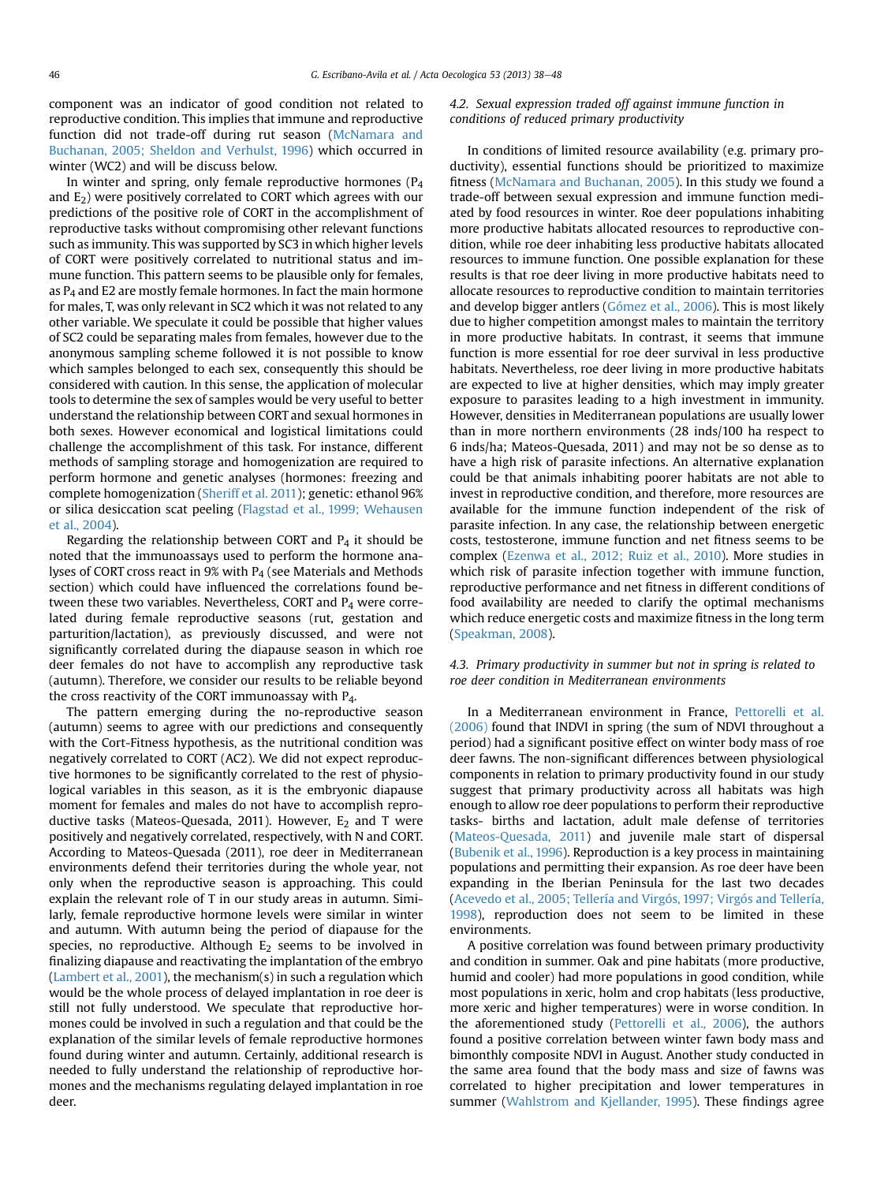component was an indicator of good condition not related to reproductive condition. This implies that immune and reproductive function did not trade-off during rut season (McNamara and Buchanan, 2005; Sheldon and Verhulst, 1996) which occurred in winter (WC2) and will be discuss below.

In winter and spring, only female reproductive hormones ($P_4$ and $E_2$) were positively correlated to CORT which agrees with our predictions of the positive role of CORT in the accomplishment of reproductive tasks without compromising other relevant functions such as immunity. This was supported by SC3 in which higher levels of CORT were positively correlated to nutritional status and immune function. This pattern seems to be plausible only for females, as $P_4$ and E2 are mostly female hormones. In fact the main hormone for males, T, was only relevant in SC2 which it was not related to any other variable. We speculate it could be possible that higher values of SC2 could be separating males from females, however due to the anonymous sampling scheme followed it is not possible to know which samples belonged to each sex, consequently this should be considered with caution. In this sense, the application of molecular tools to determine the sex of samples would be very useful to better understand the relationship between CORT and sexual hormones in both sexes. However economical and logistical limitations could challenge the accomplishment of this task. For instance, different methods of sampling storage and homogenization are required to perform hormone and genetic analyses (hormones: freezing and complete homogenization (Sheriff et al. 2011); genetic: ethanol 96% or silica desiccation scat peeling (Flagstad et al., 1999; Wehausen et al., 2004).

Regarding the relationship between CORT and $P_4$ it should be noted that the immunoassays used to perform the hormone analyses of CORT cross react in 9% with $P_4$ (see Materials and Methods section) which could have influenced the correlations found between these two variables. Nevertheless, CORT and $P_4$ were correlated during female reproductive seasons (rut, gestation and parturition/lactation), as previously discussed, and were not significantly correlated during the diapause season in which roe deer females do not have to accomplish any reproductive task (autumn). Therefore, we consider our results to be reliable beyond the cross reactivity of the CORT immunoassay with $P_4$.

The pattern emerging during the no-reproductive season (autumn) seems to agree with our predictions and consequently with the Cort-Fitness hypothesis, as the nutritional condition was negatively correlated to CORT (AC2). We did not expect reproductive hormones to be significantly correlated to the rest of physiological variables in this season, as it is the embryonic diapause moment for females and males do not have to accomplish reproductive tasks (Mateos-Quesada, 2011). However, $E_2$ and T were positively and negatively correlated, respectively, with N and CORT. According to Mateos-Quesada (2011), roe deer in Mediterranean environments defend their territories during the whole year, not only when the reproductive season is approaching. This could explain the relevant role of T in our study areas in autumn. Similarly, female reproductive hormone levels were similar in winter and autumn. With autumn being the period of diapause for the species, no reproductive. Although $E_2$ seems to be involved in finalizing diapause and reactivating the implantation of the embryo (Lambert et al., 2001), the mechanism(s) in such a regulation which would be the whole process of delayed implantation in roe deer is still not fully understood. We speculate that reproductive hormones could be involved in such a regulation and that could be the explanation of the similar levels of female reproductive hormones found during winter and autumn. Certainly, additional research is needed to fully understand the relationship of reproductive hormones and the mechanisms regulating delayed implantation in roe deer.

### 4.2. Sexual expression traded off against immune function in conditions of reduced primary productivity

In conditions of limited resource availability (e.g. primary productivity), essential functions should be prioritized to maximize fitness (McNamara and Buchanan, 2005). In this study we found a trade-off between sexual expression and immune function mediated by food resources in winter. Roe deer populations inhabiting more productive habitats allocated resources to reproductive condition, while roe deer inhabiting less productive habitats allocated resources to immune function. One possible explanation for these results is that roe deer living in more productive habitats need to allocate resources to reproductive condition to maintain territories and develop bigger antlers (Gómez et al., 2006). This is most likely due to higher competition amongst males to maintain the territory in more productive habitats. In contrast, it seems that immune function is more essential for roe deer survival in less productive habitats. Nevertheless, roe deer living in more productive habitats are expected to live at higher densities, which may imply greater exposure to parasites leading to a high investment in immunity. However, densities in Mediterranean populations are usually lower than in more northern environments (28 inds/100 ha respect to 6 inds/ha; Mateos-Quesada, 2011) and may not be so dense as to have a high risk of parasite infections. An alternative explanation could be that animals inhabiting poorer habitats are not able to invest in reproductive condition, and therefore, more resources are available for the immune function independent of the risk of parasite infection. In any case, the relationship between energetic costs, testosterone, immune function and net fitness seems to be complex (Ezenwa et al., 2012; Ruiz et al., 2010). More studies in which risk of parasite infection together with immune function, reproductive performance and net fitness in different conditions of food availability are needed to clarify the optimal mechanisms which reduce energetic costs and maximize fitness in the long term (Speakman, 2008).

### 4.3. Primary productivity in summer but not in spring is related to roe deer condition in Mediterranean environments

In a Mediterranean environment in France, Pettorelli et al. (2006) found that INDVI in spring (the sum of NDVI throughout a period) had a significant positive effect on winter body mass of roe deer fawns. The non-significant differences between physiological components in relation to primary productivity found in our study suggest that primary productivity across all habitats was high enough to allow roe deer populations to perform their reproductive tasks- births and lactation, adult male defense of territories (Mateos-Quesada, 2011) and juvenile male start of dispersal (Bubenik et al., 1996). Reproduction is a key process in maintaining populations and permitting their expansion. As roe deer have been expanding in the Iberian Peninsula for the last two decades (Acevedo et al., 2005; Tellería and Virgós, 1997; Virgós and Tellería, 1998), reproduction does not seem to be limited in these environments.

A positive correlation was found between primary productivity and condition in summer. Oak and pine habitats (more productive, humid and cooler) had more populations in good condition, while most populations in xeric, holm and crop habitats (less productive, more xeric and higher temperatures) were in worse condition. In the aforementioned study (Pettorelli et al., 2006), the authors found a positive correlation between winter fawn body mass and bimonthly composite NDVI in August. Another study conducted in the same area found that the body mass and size of fawns was correlated to higher precipitation and lower temperatures in summer (Wahlstrom and Kjellander, 1995). These findings agree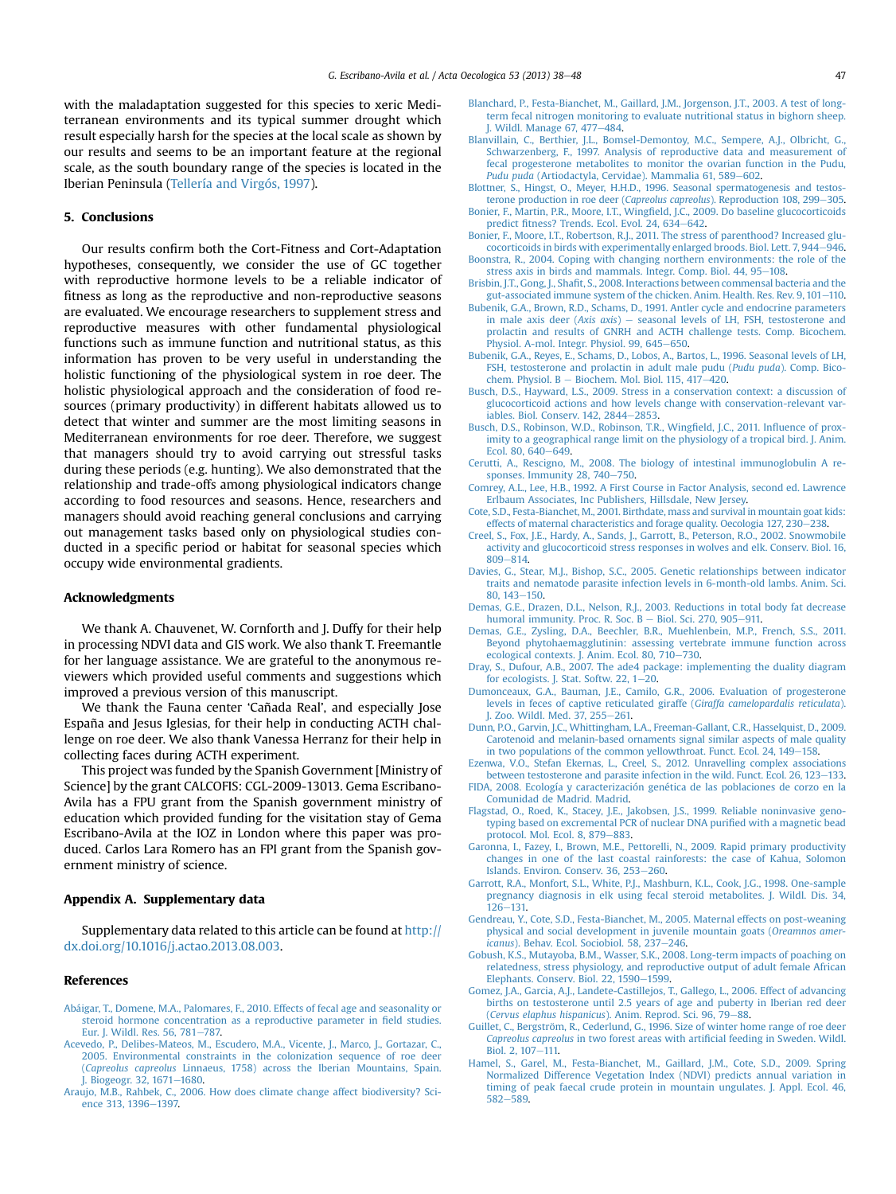with the maladaptation suggested for this species to xeric Mediterranean environments and its typical summer drought which result especially harsh for the species at the local scale as shown by our results and seems to be an important feature at the regional scale, as the south boundary range of the species is located in the Iberian Peninsula (Tellería and Virgós, 1997).

## 5. Conclusions

Our results confirm both the Cort-Fitness and Cort-Adaptation hypotheses, consequently, we consider the use of GC together with reproductive hormone levels to be a reliable indicator of fitness as long as the reproductive and non-reproductive seasons are evaluated. We encourage researchers to supplement stress and reproductive measures with other fundamental physiological functions such as immune function and nutritional status, as this information has proven to be very useful in understanding the holistic functioning of the physiological system in roe deer. The holistic physiological approach and the consideration of food resources (primary productivity) in different habitats allowed us to detect that winter and summer are the most limiting seasons in Mediterranean environments for roe deer. Therefore, we suggest that managers should try to avoid carrying out stressful tasks during these periods (e.g. hunting). We also demonstrated that the relationship and trade-offs among physiological indicators change according to food resources and seasons. Hence, researchers and managers should avoid reaching general conclusions and carrying out management tasks based only on physiological studies conducted in a specific period or habitat for seasonal species which occupy wide environmental gradients.

## Acknowledgments

We thank A. Chauvenet, W. Cornforth and J. Duffy for their help in processing NDVI data and GIS work. We also thank T. Freemantle for her language assistance. We are grateful to the anonymous reviewers which provided useful comments and suggestions which improved a previous version of this manuscript.

We thank the Fauna center 'Cañada Real', and especially Jose España and Jesus Iglesias, for their help in conducting ACTH challenge on roe deer. We also thank Vanessa Herranz for their help in collecting faces during ACTH experiment.

This project was funded by the Spanish Government [Ministry of Science] by the grant CALCOFIS: CGL-2009-13013. Gema Escribano-Avila has a FPU grant from the Spanish government ministry of education which provided funding for the visitation stay of Gema Escribano-Avila at the IOZ in London where this paper was produced. Carlos Lara Romero has an FPI grant from the Spanish government ministry of science.

## Appendix A. Supplementary data

Supplementary data related to this article can be found at http://dx.doi.org/10.1016/j.actao.2013.08.003.

## References

Abáigar, T., Domene, M.A., Palomares, F., 2010. Effects of fecal age and seasonality or steroid hormone concentration as a reproductive parameter in field studies. Eur. J. Wildl. Res. 56, 781–787.

Acevedo, P., Delibes-Mateos, M., Escudero, M.A., Vicente, J., Marco, J., Gortazar, C., 2005. Environmental constraints in the colonization sequence of roe deer (*Capreolus capreolus* Linnaeus, 1758) across the Iberian Mountains, Spain. J. Biogeogr. 32, 1671–1680.

Araujo, M.B., Rahbek, C., 2006. How does climate change affect biodiversity? Science 313, 1396–1397.

Blanchard, P., Festa-Bianchet, M., Gaillard, J.M., Jorgenson, J.T., 2003. A test of long-term fecal nitrogen monitoring to evaluate nutritional status in bighorn sheep. J. Wildl. Manage 67, 477–484.

Blanvillain, C., Berthier, J.L., Bomsel-Demontoy, M.C., Sempere, A.J., Olbricht, G., Schwarzenberg, F., 1997. Analysis of reproductive data and measurement of fecal progesterone metabolites to monitor the ovarian function in the Pudu, *Pudu puda* (Artiodactyla, Cervidae). Mammalia 61, 589–602.

Blottner, S., Hingst, O., Meyer, H.H.D., 1996. Seasonal spermatogenesis and testosterone production in roe deer (*Capreolus capreolus*). Reproduction 108, 299–305.

Bonier, F., Martin, P.R., Moore, I.T., Wingfield, J.C., 2009. Do baseline glucocorticoids predict fitness? Trends. Ecol. Evol. 24, 634–642.

Bonier, F., Moore, I.T., Robertson, R.J., 2011. The stress of parenthood? Increased glucocorticoids in birds with experimentally enlarged broods. Biol. Lett. 7, 944–946.

Boonstra, R., 2004. Coping with changing northern environments: the role of the stress axis in birds and mammals. Integr. Comp. Biol. 44, 95–108.

Brisbin, J.T., Gong, J., Shafit, S., 2008. Interactions between commensal bacteria and the gut-associated immune system of the chicken. Anim. Health. Res. Rev. 9, 101–110.

Bubenik, G.A., Brown, R.D., Schams, D., 1991. Antler cycle and endocrine parameters in male axis deer (*Axis axis*) – seasonal levels of LH, FSH, testosterone and prolactin and results of GNRH and ACTH challenge tests. Comp. Bicochem. Physiol. A-mol. Integr. Physiol. 99, 645–650.

Bubenik, G.A., Reyes, E., Schams, D., Lobos, A., Bartos, L., 1996. Seasonal levels of LH, FSH, testosterone and prolactin in adult male pudu (*Pudu puda*). Comp. Bicochem. Physiol. B – Biochem. Mol. Biol. 115, 417–420.

Busch, D.S., Hayward, L.S., 2009. Stress in a conservation context: a discussion of glucocorticoid actions and how levels change with conservation-relevant variables. Biol. Conserv. 142, 2844–2853.

Busch, D.S., Robinson, W.D., Robinson, T.R., Wingfield, J.C., 2011. Influence of proximity to a geographical range limit on the physiology of a tropical bird. J. Anim. Ecol. 80, 640–649.

Cerutti, A., Rescigno, M., 2008. The biology of intestinal immunoglobulin A responses. Immunity 28, 740–750.

Comrey, A.L., Lee, H.B., 1992. A First Course in Factor Analysis, second ed. Lawrence Erlbaum Associates, Inc Publishers, Hillsdale, New Jersey.

Cote, S.D., Festa-Bianchet, M., 2001. Birthdate, mass and survival in mountain goat kids: effects of maternal characteristics and forage quality. Oecologia 127, 230–238.

Creel, S., Fox, J.E., Hardy, A., Sands, J., Garrott, B., Peterson, R.O., 2002. Snowmobile activity and glucocorticoid stress responses in wolves and elk. Conserv. Biol. 16, 809–814.

Davies, G., Stear, M.J., Bishop, S.C., 2005. Genetic relationships between indicator traits and nematode parasite infection levels in 6-month-old lambs. Anim. Sci. 80, 143–150.

Demas, G.E., Drazen, D.L., Nelson, R.J., 2003. Reductions in total body fat decrease humoral immunity. Proc. R. Soc. B – Biol. Sci. 270, 905–911.

Demas, G.E., Zysling, D.A., Beechler, B.R., Muehlenbein, M.P., French, S.S., 2011. Beyond phytohaemagglutinin: assessing vertebrate immune function across ecological contexts. J. Anim. Ecol. 80, 710–730.

Dray, S., Dufour, A.B., 2007. The ade4 package: implementing the duality diagram for ecologists. J. Stat. Softw. 22, 1–20.

Dumonceaux, G.A., Bauman, J.E., Camilo, G.R., 2006. Evaluation of progesterone levels in feces of captive reticulated giraffe (*Giraffa camelopardalis reticulata*). J. Zoo. Wildl. Med. 37, 255–261.

Dunn, P.O., Garvin, J.C., Whittingham, L.A., Freeman-Gallant, C.R., Hasselquist, D., 2009. Carotenoid and melanin-based ornaments signal similar aspects of male quality in two populations of the common yellowthroat. Funct. Ecol. 24, 149–158.

Ezenwa, V.O., Stefan Ekernas, L., Creel, S., 2012. Unravelling complex associations between testosterone and parasite infection in the wild. Funct. Ecol. 26, 123–133.

FIDA, 2008. Ecología y caracterización genética de las poblaciones de corzo en la Comunidad de Madrid. Madrid.

Flagstad, O., Roed, K., Stacey, J.E., Jakobsen, J.S., 1999. Reliable noninvasive genotyping based on excremental PCR of nuclear DNA purified with a magnetic bead protocol. Mol. Ecol. 8, 879–883.

Garonna, I., Fazey, I., Brown, M.E., Pettorelli, N., 2009. Rapid primary productivity changes in one of the last coastal rainforests: the case of Kahua, Solomon Islands. Environ. Conserv. 36, 253–260.

Garrott, R.A., Monfort, S.L., White, P.J., Mashburn, K.L., Cook, J.G., 1998. One-sample pregnancy diagnosis in elk using fecal steroid metabolites. J. Wildl. Dis. 34, 126–131.

Gendreau, Y., Cote, S.D., Festa-Bianchet, M., 2005. Maternal effects on post-weaning physical and social development in juvenile mountain goats (*Oreamnos americanus*). Behav. Ecol. Sociobiol. 58, 237–246.

Gobush, K.S., Mutayoba, B.M., Wasser, S.K., 2008. Long-term impacts of poaching on relatedness, stress physiology, and reproductive output of adult female African Elephants. Conserv. Biol. 22, 1590–1599.

Gomez, J.A., Garcia, A.J., Landete-Castillejos, T., Gallego, L., 2006. Effect of advancing births on testosterone until 2.5 years of age and puberty in Iberian red deer (*Cervus elaphus hispanicus*). Anim. Reprod. Sci. 96, 79–88.

Guillet, C., Bergström, R., Cederlund, G., 1996. Size of winter home range of roe deer *Capreolus capreolus* in two forest areas with artificial feeding in Sweden. Wildl. Biol. 2, 107–111.

Hamel, S., Garel, M., Festa-Bianchet, M., Gaillard, J.M., Cote, S.D., 2009. Spring Normalized Difference Vegetation Index (NDVI) predicts annual variation in timing of peak faecal crude protein in mountain ungulates. J. Appl. Ecol. 46, 582–589.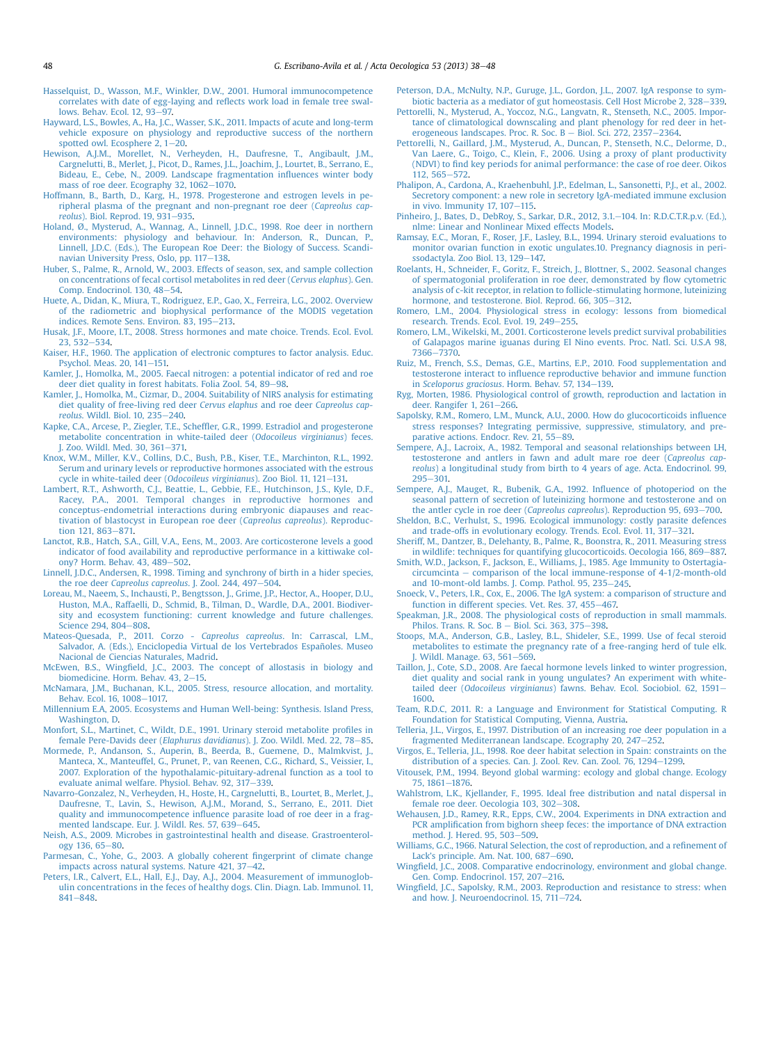Hasselquist, D., Wasson, M.F., Winkler, D.W., 2001. Humoral immunocompetence correlates with date of egg-laying and reflects work load in female tree swallows. Behav. Ecol. 12, 93–97.

Hayward, L.S., Bowles, A., Ha, J.C., Wasser, S.K., 2011. Impacts of acute and long-term vehicle exposure on physiology and reproductive success of the northern spotted owl. Ecosphere 2, 1–20.

Hewison, A.J.M., Morellet, N., Verheyden, H., Daufresne, T., Angibault, J.M., Cargnelutti, B., Merlet, J., Picot, D., Rames, J.L., Joachim, J., Lourtet, B., Serrano, E., Bideau, E., Cebe, N., 2009. Landscape fragmentation influences winter body mass of roe deer. Ecography 32, 1062–1070.

Hoffmann, B., Barth, D., Karg, H., 1978. Progesterone and estrogen levels in peripheral plasma of the pregnant and non-pregnant roe deer (*Capreolus capreolus*). Biol. Reprod. 19, 931–935.

Holand, Ø., Mysterud, A., Wannag, A., Linnell, J.D.C., 1998. Roe deer in northern environments: physiology and behaviour. In: Anderson, R., Duncan, P., Linnell, J.D.C. (Eds.), The European Roe Deer: the Biology of Success. Scandinavian University Press, Oslo, pp. 117–138.

Huber, S., Palme, R., Arnold, W., 2003. Effects of season, sex, and sample collection on concentrations of fecal cortisol metabolites in red deer (*Cervus elaphus*). Gen. Comp. Endocrinol. 130, 48–54.

Huete, A., Didan, K., Miura, T., Rodriguez, E.P., Gao, X., Ferreira, L.G., 2002. Overview of the radiometric and biophysical performance of the MODIS vegetation indices. Remote Sens. Environ. 83, 195–213.

Husak, J.F., Moore, I.T., 2008. Stress hormones and mate choice. Trends. Ecol. Evol. 23, 532–534.

Kaiser, H.F., 1960. The application of electronic comptures to factor analysis. Educ. Psychol. Meas. 20, 141–151.

Kamler, J., Homolka, M., 2005. Faecal nitrogen: a potential indicator of red and roe deer diet quality in forest habitats. Folia Zool. 54, 89–98.

Kamler, J., Homolka, M., Cizmar, D., 2004. Suitability of NIRS analysis for estimating diet quality of free-living red deer *Cervus elaphus* and roe deer *Capreolus capreolus*. Wildl. Biol. 10, 235–240.

Kapke, C.A., Arcese, P., Ziegler, T.E., Scheffler, G.R., 1999. Estradiol and progesterone metabolite concentration in white-tailed deer (*Odocoileus virginianus*) feces. J. Zoo. Wildl. Med. 30, 361–371.

Knox, W.M., Miller, K.V., Collins, D.C., Bush, P.B., Kiser, T.E., Marchinton, R.L., 1992. Serum and urinary levels or reproductive hormones associated with the estrous cycle in white-tailed deer (*Odocoileus virginianus*). Zoo Biol. 11, 121–131.

Lambert, R.T., Ashworth, C.J., Beattie, L., Gebbie, F.E., Hutchinson, J.S., Kyle, D.F., Racey, P.A., 2001. Temporal changes in reproductive hormones and conceptus-endometrial interactions during embryonic diapauses and reactivation of blastocyst in European roe deer (*Capreolus capreolus*). Reproduction 121, 863–871.

Lanctot, R.B., Hatch, S.A., Gill, V.A., Eens, M., 2003. Are corticosterone levels a good indicator of food availability and reproductive performance in a kittiwake colony? Horm. Behav. 43, 489–502.

Linnell, J.D.C., Andersen, R., 1998. Timing and synchrony of birth in a hider species, the roe deer *Capreolus capreolus*. J. Zool. 244, 497–504.

Loreau, M., Naeem, S., Inchausti, P., Bengtsson, J., Grime, J.P., Hector, A., Hooper, D.U., Huston, M.A., Raffaelli, D., Schmid, B., Tilman, D., Wardle, D.A., 2001. Biodiversity and ecosystem functioning: current knowledge and future challenges. Science 294, 804–808.

Mateos-Quesada, P., 2011. Corzo - *Capreolus capreolus*. In: Carrascal, L.M., Salvador, A. (Eds.), Enciclopedia Virtual de los Vertebrados Españoles. Museo Nacional de Ciencias Naturales, Madrid.

McEwen, B.S., Wingfield, J.C., 2003. The concept of allostasis in biology and biomedicine. Horm. Behav. 43, 2–15.

McNamara, J.M., Buchanan, K.L., 2005. Stress, resource allocation, and mortality. Behav. Ecol. 16, 1008–1017.

Millennium E.A, 2005. Ecosystems and Human Well-being: Synthesis. Island Press, Washington, D.

Monfort, S.L., Martinet, C., Wildt, D.E., 1991. Urinary steroid metabolite profiles in female Pere-Davids deer (*Elaphurus davidianus*). J. Zoo. Wildl. Med. 22, 78–85.

Mormede, P., Andanson, S., Auperin, B., Beerda, B., Guemene, D., Malmkvist, J., Manteca, X., Manteuffel, G., Prunet, P., van Reenen, C.G., Richard, S., Veissier, I., 2007. Exploration of the hypothalamic-pituitary-adrenal function as a tool to evaluate animal welfare. Physiol. Behav. 92, 317–339.

Navarro-Gonzalez, N., Verheyden, H., Hoste, H., Cargnelutti, B., Lourtet, B., Merlet, J., Daufresne, T., Lavin, S., Hewison, A.J.M., Morand, S., Serrano, E., 2011. Diet quality and immunocompetence influence parasite load of roe deer in a fragmented landscape. Eur. J. Wildl. Res. 57, 639–645.

Neish, A.S., 2009. Microbes in gastrointestinal health and disease. Grastroenterology 136, 65–80.

Parmesan, C., Yohe, G., 2003. A globally coherent fingerprint of climate change impacts across natural systems. Nature 421, 37–42.

Peters, I.R., Calvert, E.L., Hall, E.J., Day, A.J., 2004. Measurement of immunoglobulin concentrations in the feces of healthy dogs. Clin. Diagn. Lab. Immunol. 11, 841–848.

Peterson, D.A., McNulty, N.P., Guruge, J.L., Gordon, J.L., 2007. IgA response to symbiotic bacteria as a mediator of gut homeostasis. Cell Host Microbe 2, 328–339.

Pettorelli, N., Mysterud, A., Yoccoz, N.G., Langvatn, R., Stenseth, N.C., 2005. Importance of climatological downscaling and plant phenology for red deer in heterogeneous landscapes. Proc. R. Soc. B – Biol. Sci. 272, 2357–2364.

Pettorelli, N., Gaillard, J.M., Mysterud, A., Duncan, P., Stenseth, N.C., Delorme, D., Van Laere, G., Toigo, C., Klein, F., 2006. Using a proxy of plant productivity (NDVI) to find key periods for animal performance: the case of roe deer. Oikos 112, 565–572.

Phalipon, A., Cardona, A., Kraehenbuhl, J.P., Edelman, L., Sansonetti, P.J., et al., 2002. Secretory component: a new role in secretory IgA-mediated immune exclusion in vivo. Immunity 17, 107–115.

Pinheiro, J., Bates, D., DebRoy, S., Sarkar, D.R., 2012, 3.1.–104. In: R.D.C.T.R.p.v. (Ed.), nlme: Linear and Nonlinear Mixed effects Models.

Ramsay, E.C., Moran, F., Roser, J.F., Lasley, B.L., 1994. Urinary steroid evaluations to monitor ovarian function in exotic ungulates.10. Pregnancy diagnosis in perissodactyla. Zoo Biol. 13, 129–147.

Roelants, H., Schneider, F., Goritz, F., Streich, J., Blottner, S., 2002. Seasonal changes of spermatogonial proliferation in roe deer, demonstrated by flow cytometric analysis of c-kit receptor, in relation to follicle-stimulating hormone, luteinizing hormone, and testosterone. Biol. Reprod. 66, 305–312.

Romero, L.M., 2004. Physiological stress in ecology: lessons from biomedical research. Trends. Ecol. Evol. 19, 249–255.

Romero, L.M., Wikelski, M., 2001. Corticosterone levels predict survival probabilities of Galapagos marine iguanas during El Nino events. Proc. Natl. Sci. U.S.A 98, 7366–7370.

Ruiz, M., French, S.S., Demas, G.E., Martins, E.P., 2010. Food supplementation and testosterone interact to influence reproductive behavior and immune function in *Sceloporus graciosus*. Horm. Behav. 57, 134–139.

Ryg, Morten, 1986. Physiological control of growth, reproduction and lactation in deer. Rangifer 1, 261–266.

Sapolsky, R.M., Romero, L.M., Munck, A.U., 2000. How do glucocorticoids influence stress responses? Integrating permissive, suppressive, stimulatory, and preparative actions. Endocr. Rev. 21, 55–89.

Sempere, A.J., Lacroix, A., 1982. Temporal and seasonal relationships between LH, testosterone and antlers in fawn and adult mare roe deer (*Capreolus capreolus*) a longitudinal study from birth to 4 years of age. Acta. Endocrinol. 99, 295–301.

Sempere, A.J., Mauget, R., Bubenik, G.A., 1992. Influence of photoperiod on the seasonal pattern of secretion of luteinizing hormone and testosterone and on the antler cycle in roe deer (*Capreolus capreolus*). Reproduction 95, 693–700.

Sheldon, B.C., Verhulst, S., 1996. Ecological immunology: costly parasite defences and trade-offs in evolutionary ecology. Trends. Ecol. Evol. 11, 317–321.

Sheriff, M., Dantzer, B., Delehanty, B., Palme, R., Boonstra, R., 2011. Measuring stress in wildlife: techniques for quantifying glucocorticoids. Oecologia 166, 869–887.

Smith, W.D., Jackson, F., Jackson, E., Williams, J., 1985. Age Immunity to Ostertagia-circumcinta – comparison of the local immune-response of 4-1/2-month-old and 10-mont-old lambs. J. Comp. Pathol. 95, 235–245.

Snoeck, V., Peters, I.R., Cox, E., 2006. The IgA system: a comparison of structure and function in different species. Vet. Res. 37, 455–467.

Speakman, J.R., 2008. The physiological costs of reproduction in small mammals. Philos. Trans. R. Soc. B – Biol. Sci. 363, 375–398.

Stoops, M.A., Anderson, G.B., Lasley, B.L., Shideler, S.E., 1999. Use of fecal steroid metabolites to estimate the pregnancy rate of a free-ranging herd of tule elk. J. Wildl. Manage. 63, 561–569.

Taillon, J., Cote, S.D., 2008. Are faecal hormone levels linked to winter progression, diet quality and social rank in young ungulates? An experiment with white-tailed deer (*Odocoileus virginianus*) fawns. Behav. Ecol. Sociobiol. 62, 1591–1600.

Team, R.D.C, 2011. R: a Language and Environment for Statistical Computing. R Foundation for Statistical Computing, Vienna, Austria.

Telleria, J.L., Virgos, E., 1997. Distribution of an increasing roe deer population in a fragmented Mediterranean landscape. Ecography 20, 247–252.

Virgos, E., Telleria, J.L., 1998. Roe deer habitat selection in Spain: constraints on the distribution of a species. Can. J. Zool. Rev. Can. Zool. 76, 1294–1299.

Vitousek, P.M., 1994. Beyond global warming: ecology and global change. Ecology 75, 1861–1876.

Wahlstrom, L.K., Kjellander, F., 1995. Ideal free distribution and natal dispersal in female roe deer. Oecologia 103, 302–308.

Wehausen, J.D., Ramey, R.R., Epps, C.W., 2004. Experiments in DNA extraction and PCR amplification from bighorn sheep feces: the importance of DNA extraction method. J. Hered. 95, 503–509.

Williams, G.C., 1966. Natural Selection, the cost of reproduction, and a refinement of Lack's principle. Am. Nat. 100, 687–690.

Wingfield, J.C., 2008. Comparative endocrinology, environment and global change. Gen. Comp. Endocrinol. 157, 207–216.

Wingfield, J.C., Sapolsky, R.M., 2003. Reproduction and resistance to stress: when and how. J. Neuroendocrinol. 15, 711–724.